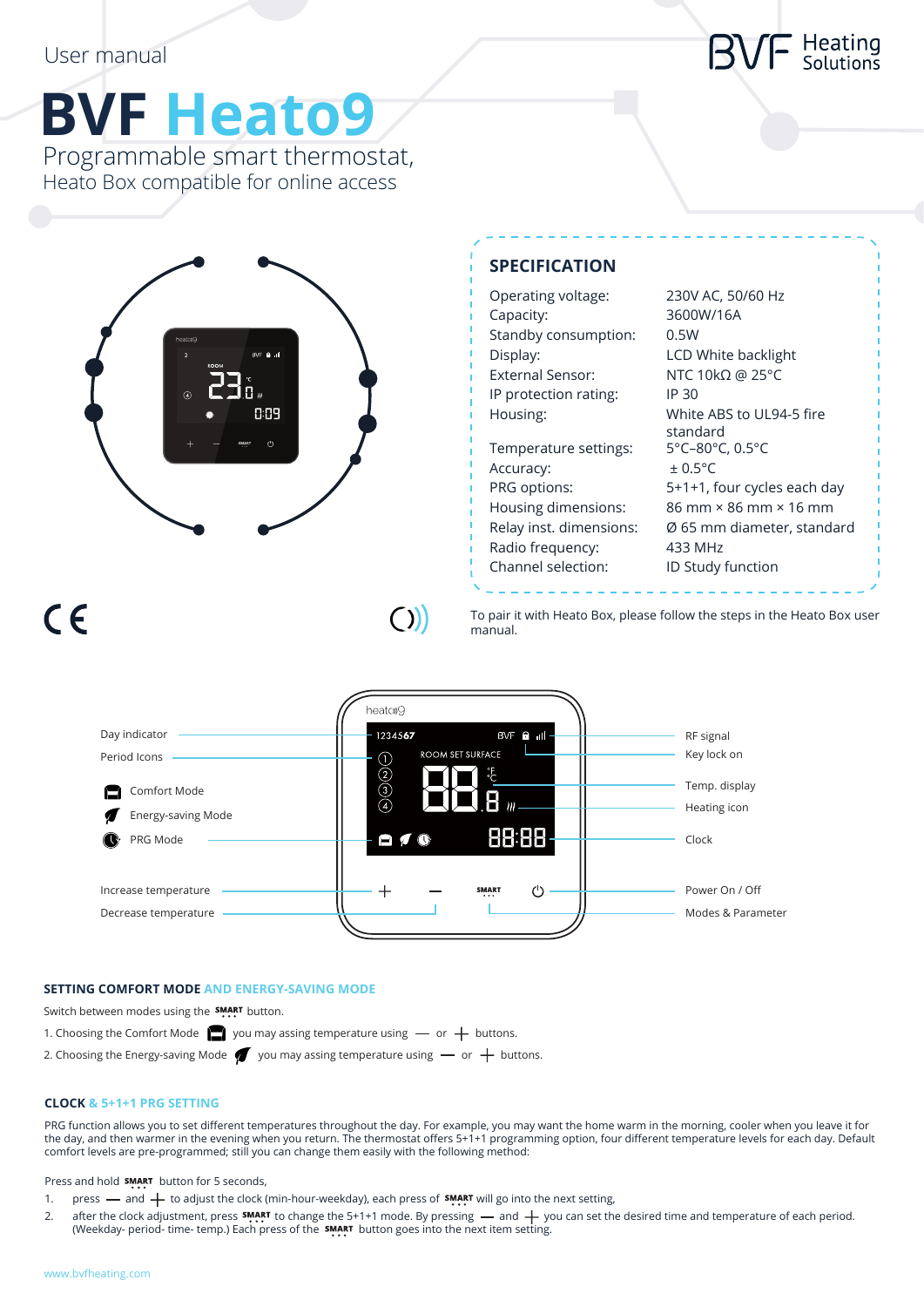User manual

# BVF Heato9

Programmable smart thermostat,
Heato Box compatible for online access

## SPECIFICATION

| | |
|---|---|
| Operating voltage: | 230V AC, 50/60 Hz |
| Capacity: | 3600W/16A |
| Standby consumption: | 0.5W |
| Display: | LCD White backlight |
| External Sensor: | NTC 10kΩ @ 25°C |
| IP protection rating: | IP 30 |
| Housing: | White ABS to UL94-5 fire standard |
| Temperature settings: | 5°C–80°C, 0.5°C |
| Accuracy: | ± 0.5°C |
| PRG options: | 5+1+1, four cycles each day |
| Housing dimensions: | 86 mm × 86 mm × 16 mm |
| Relay inst. dimensions: | Ø 65 mm diameter, standard |
| Radio frequency: | 433 MHz |
| Channel selection: | ID Study function |

To pair it with Heato Box, please follow the steps in the Heato Box user manual.

Day indicator
Period Icons
Comfort Mode
Energy-saving Mode
PRG Mode
Increase temperature
Decrease temperature

RF signal
Key lock on
Temp. display
Heating icon
Clock
Power On / Off
Modes & Parameter

## SETTING COMFORT MODE AND ENERGY-SAVING MODE

Switch between modes using the SMART button.

1. Choosing the Comfort Mode you may assing temperature using — or + buttons.
2. Choosing the Energy-saving Mode you may assing temperature using — or + buttons.

## CLOCK & 5+1+1 PRG SETTING

PRG function allows you to set different temperatures throughout the day. For example, you may want the home warm in the morning, cooler when you leave it for the day, and then warmer in the evening when you return. The thermostat offers 5+1+1 programming option, four different temperature levels for each day. Default comfort levels are pre-programmed; still you can change them easily with the following method:

Press and hold SMART button for 5 seconds,

1. press — and + to adjust the clock (min-hour-weekday), each press of SMART will go into the next setting,
2. after the clock adjustment, press SMART to change the 5+1+1 mode. By pressing — and + you can set the desired time and temperature of each period. (Weekday- period- time- temp.) Each press of the SMART button goes into the next item setting.

www.bvfheating.com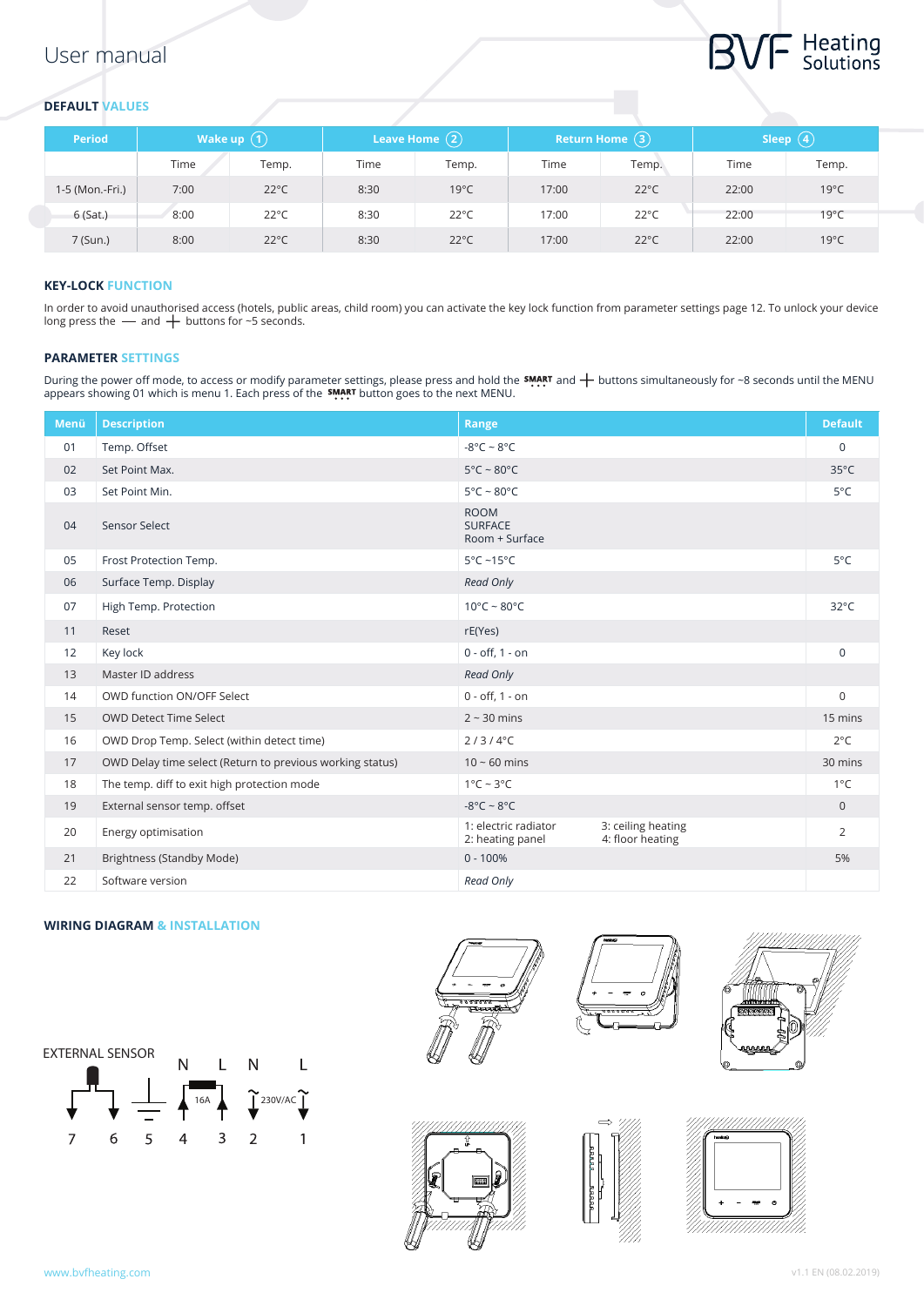## DEFAULT VALUES

| Period | Wake up ① | | Leave Home ② | | Return Home ③ | | Sleep ④ | |
|---|---|---|---|---|---|---|---|---|
| | Time | Temp. | Time | Temp. | Time | Temp. | Time | Temp. |
| 1-5 (Mon.-Fri.) | 7:00 | 22°C | 8:30 | 19°C | 17:00 | 22°C | 22:00 | 19°C |
| 6 (Sat.) | 8:00 | 22°C | 8:30 | 22°C | 17:00 | 22°C | 22:00 | 19°C |
| 7 (Sun.) | 8:00 | 22°C | 8:30 | 22°C | 17:00 | 22°C | 22:00 | 19°C |

## KEY-LOCK FUNCTION

In order to avoid unauthorised access (hotels, public areas, child room) you can activate the key lock function from parameter settings page 12. To unlock your device long press the — and + buttons for ~5 seconds.

## PARAMETER SETTINGS

During the power off mode, to access or modify parameter settings, please press and hold the SMART and + buttons simultaneously for ~8 seconds until the MENU appears showing 01 which is menu 1. Each press of the SMART button goes to the next MENU.

| Menü | Description | Range | Default |
|---|---|---|---|
| 01 | Temp. Offset | -8°C ~ 8°C | 0 |
| 02 | Set Point Max. | 5°C ~ 80°C | 35°C |
| 03 | Set Point Min. | 5°C ~ 80°C | 5°C |
| 04 | Sensor Select | ROOM<br>SURFACE<br>Room + Surface | |
| 05 | Frost Protection Temp. | 5°C ~15°C | 5°C |
| 06 | Surface Temp. Display | *Read Only* | |
| 07 | High Temp. Protection | 10°C ~ 80°C | 32°C |
| 11 | Reset | rE(Yes) | |
| 12 | Key lock | 0 - off, 1 - on | 0 |
| 13 | Master ID address | *Read Only* | |
| 14 | OWD function ON/OFF Select | 0 - off, 1 - on | 0 |
| 15 | OWD Detect Time Select | 2 ~ 30 mins | 15 mins |
| 16 | OWD Drop Temp. Select (within detect time) | 2 / 3 / 4°C | 2°C |
| 17 | OWD Delay time select (Return to previous working status) | 10 ~ 60 mins | 30 mins |
| 18 | The temp. diff to exit high protection mode | 1°C ~ 3°C | 1°C |
| 19 | External sensor temp. offset | -8°C ~ 8°C | 0 |
| 20 | Energy optimisation | 1: electric radiator<br>2: heating panel<br>3: ceiling heating<br>4: floor heating | 2 |
| 21 | Brightness (Standby Mode) | 0 - 100% | 5% |
| 22 | Software version | *Read Only* | |

## WIRING DIAGRAM & INSTALLATION

EXTERNAL SENSOR

N L N L

16A 230V/AC

7 6 5 4 3 2 1

www.bvfheating.com

v1.1 EN (08.02.2019)